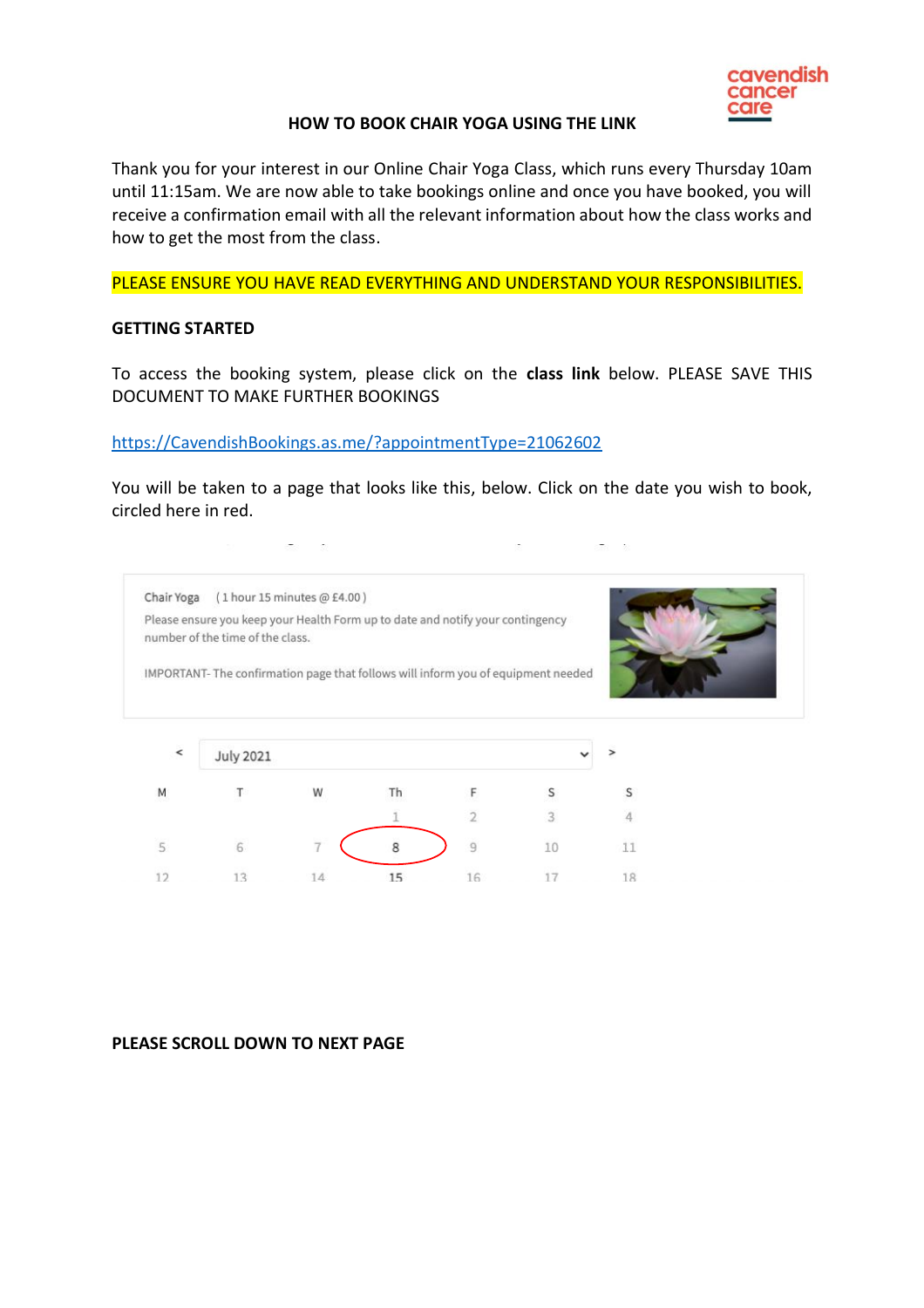## HOW TO BOOK CHAIR YOGA USING THE LINK

Thank you for your interest in our Online Chair Yoga Class, which runs every Thursday 10am until 11:15am. We are now able to take bookings online and once you have booked, you will receive a confirmation email with all the relevant information about how the class works and how to get the most from the class.

PLEASE ENSURE YOU HAVE READ EVERYTHING AND UNDERSTAND YOUR RESPONSIBILITIES.

**GETTING STARTED**

To access the booking system, please click on the **class link** below. PLEASE SAVE THIS DOCUMENT TO MAKE FURTHER BOOKINGS

https://CavendishBookings.as.me/?appointmentType=21062602

You will be taken to a page that looks like this, below. Click on the date you wish to book, circled here in red.

Chair Yoga ( 1 hour 15 minutes @ £4.00 )

Please ensure you keep your Health Form up to date and notify your contingency number of the time of the class.

IMPORTANT- The confirmation page that follows will inform you of equipment needed

July 2021

| M | T | W | Th | F | S | S |
|---|---|---|---|---|---|---|
| | | | 1 | 2 | 3 | 4 |
| 5 | 6 | 7 | 8 | 9 | 10 | 11 |
| 12 | 13 | 14 | 15 | 16 | 17 | 18 |

**PLEASE SCROLL DOWN TO NEXT PAGE**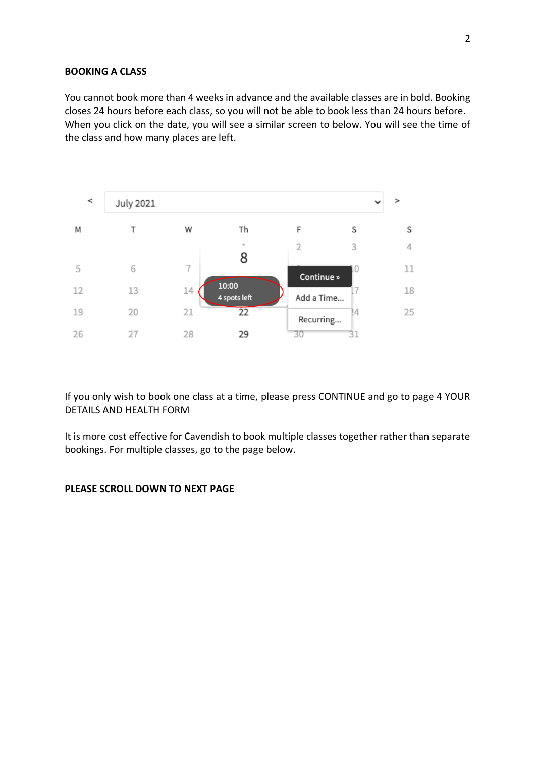**BOOKING A CLASS**

You cannot book more than 4 weeks in advance and the available classes are in bold. Booking closes 24 hours before each class, so you will not be able to book less than 24 hours before. When you click on the date, you will see a similar screen to below. You will see the time of the class and how many places are left.

If you only wish to book one class at a time, please press CONTINUE and go to page 4 YOUR DETAILS AND HEALTH FORM

It is more cost effective for Cavendish to book multiple classes together rather than separate bookings. For multiple classes, go to the page below.

**PLEASE SCROLL DOWN TO NEXT PAGE**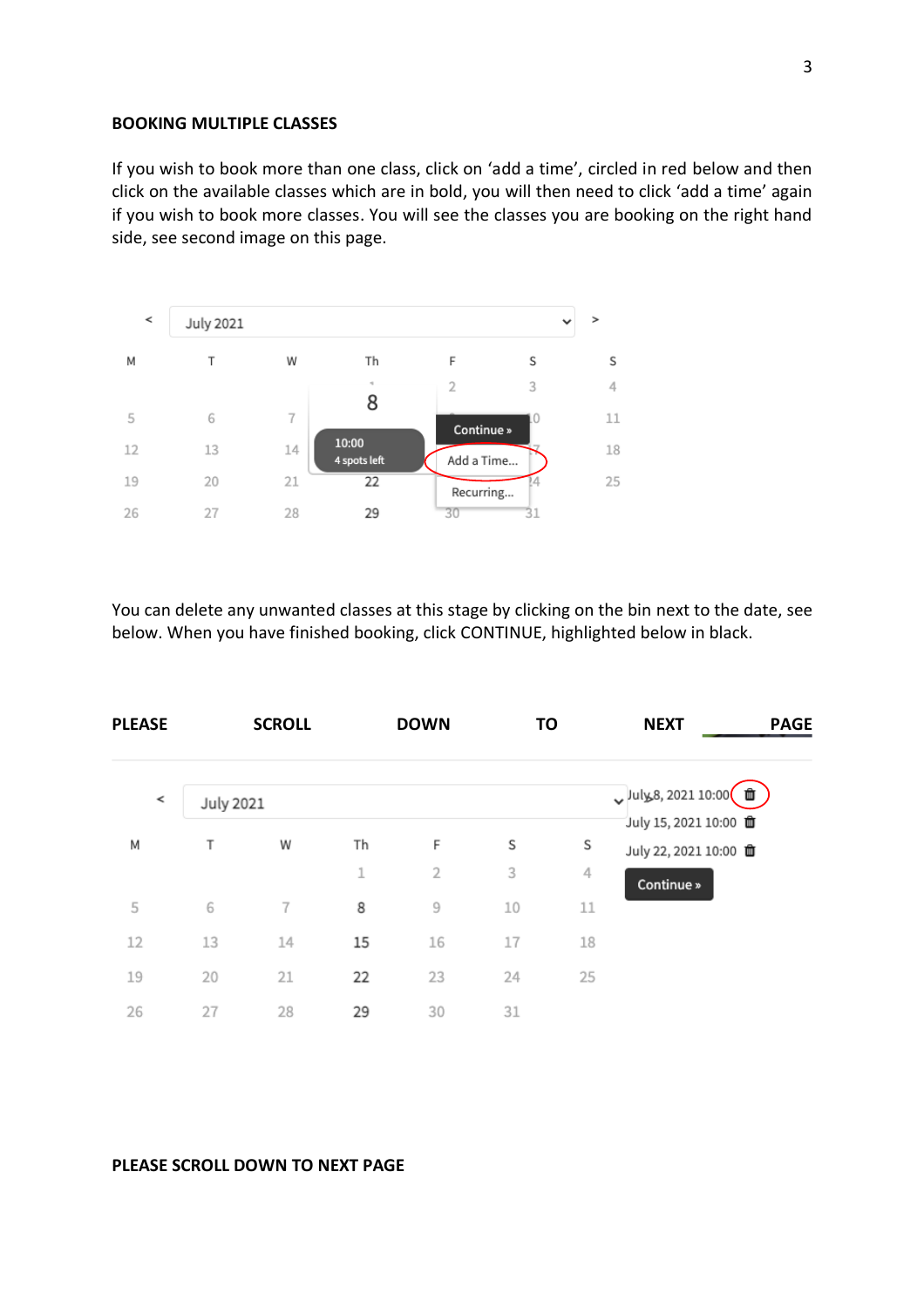**BOOKING MULTIPLE CLASSES**

If you wish to book more than one class, click on 'add a time', circled in red below and then click on the available classes which are in bold, you will then need to click 'add a time' again if you wish to book more classes. You will see the classes you are booking on the right hand side, see second image on this page.

You can delete any unwanted classes at this stage by clicking on the bin next to the date, see below. When you have finished booking, click CONTINUE, highlighted below in black.

**PLEASE SCROLL DOWN TO NEXT PAGE**

**PLEASE SCROLL DOWN TO NEXT PAGE**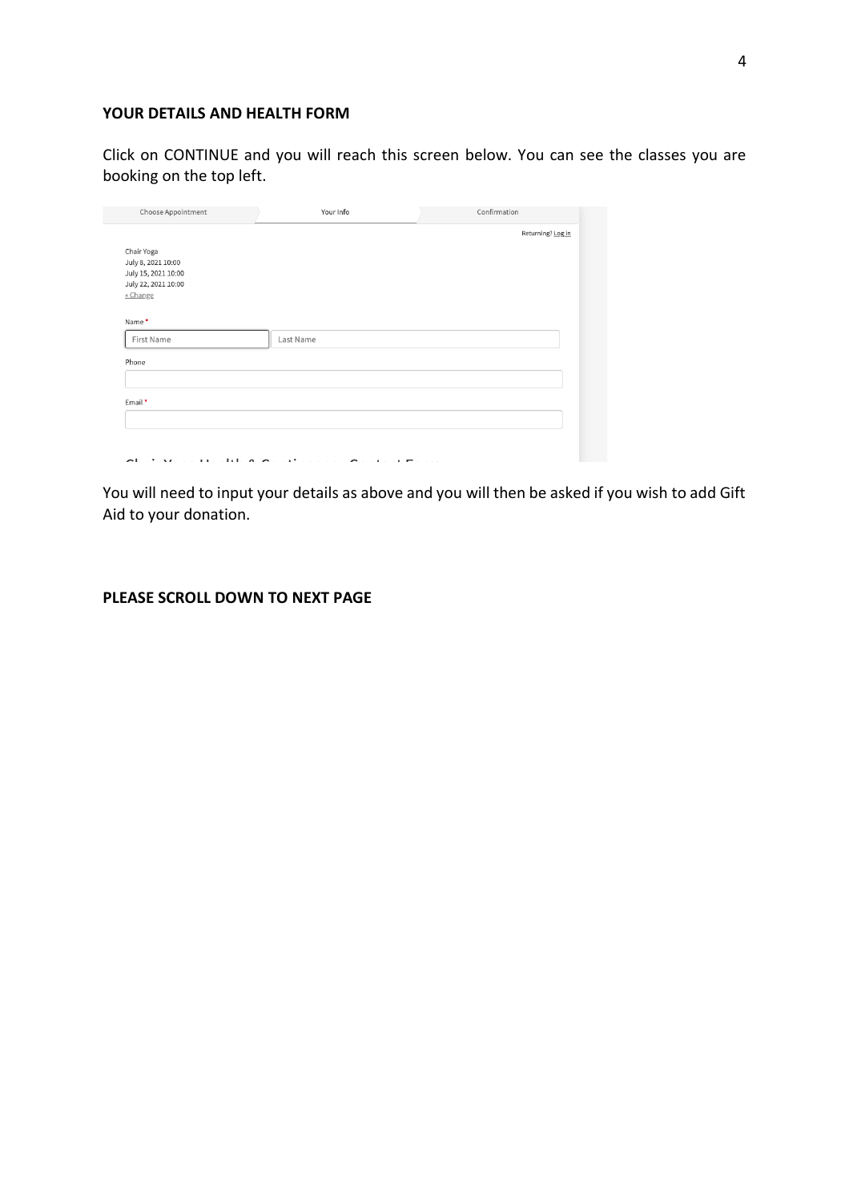**YOUR DETAILS AND HEALTH FORM**

Click on CONTINUE and you will reach this screen below. You can see the classes you are booking on the top left.

Choose Appointment | Your Info | Confirmation

Returning? Log in

Chair Yoga
July 8, 2021 10:00
July 15, 2021 10:00
July 22, 2021 10:00
« Change

Name *

First Name | Last Name

Phone

Email *

You will need to input your details as above and you will then be asked if you wish to add Gift Aid to your donation.

**PLEASE SCROLL DOWN TO NEXT PAGE**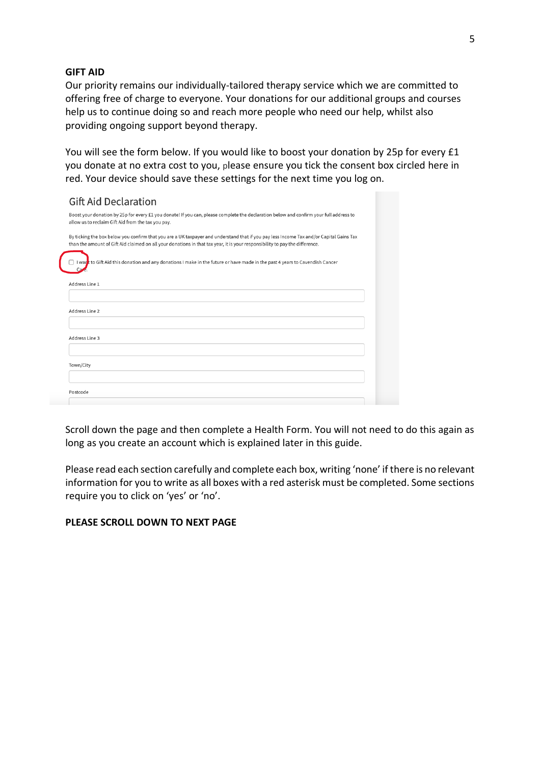**GIFT AID**

Our priority remains our individually-tailored therapy service which we are committed to offering free of charge to everyone. Your donations for our additional groups and courses help us to continue doing so and reach more people who need our help, whilst also providing ongoing support beyond therapy.

You will see the form below. If you would like to boost your donation by 25p for every £1 you donate at no extra cost to you, please ensure you tick the consent box circled here in red. Your device should save these settings for the next time you log on.

Gift Aid Declaration

Boost your donation by 25p for every £1 you donate! If you can, please complete the declaration below and confirm your full address to allow us to reclaim Gift Aid from the tax you pay.

By ticking the box below you confirm that you are a UK taxpayer and understand that if you pay less Income Tax and/or Capital Gains Tax than the amount of Gift Aid claimed on all your donations in that tax year, it is your responsibility to pay the difference.

☐ I want to Gift Aid this donation and any donations I make in the future or have made in the past 4 years to Cavendish Cancer Care.

Address Line 1

Address Line 2

Address Line 3

Town/City

Postcode

Scroll down the page and then complete a Health Form. You will not need to do this again as long as you create an account which is explained later in this guide.

Please read each section carefully and complete each box, writing 'none' if there is no relevant information for you to write as all boxes with a red asterisk must be completed. Some sections require you to click on 'yes' or 'no'.

**PLEASE SCROLL DOWN TO NEXT PAGE**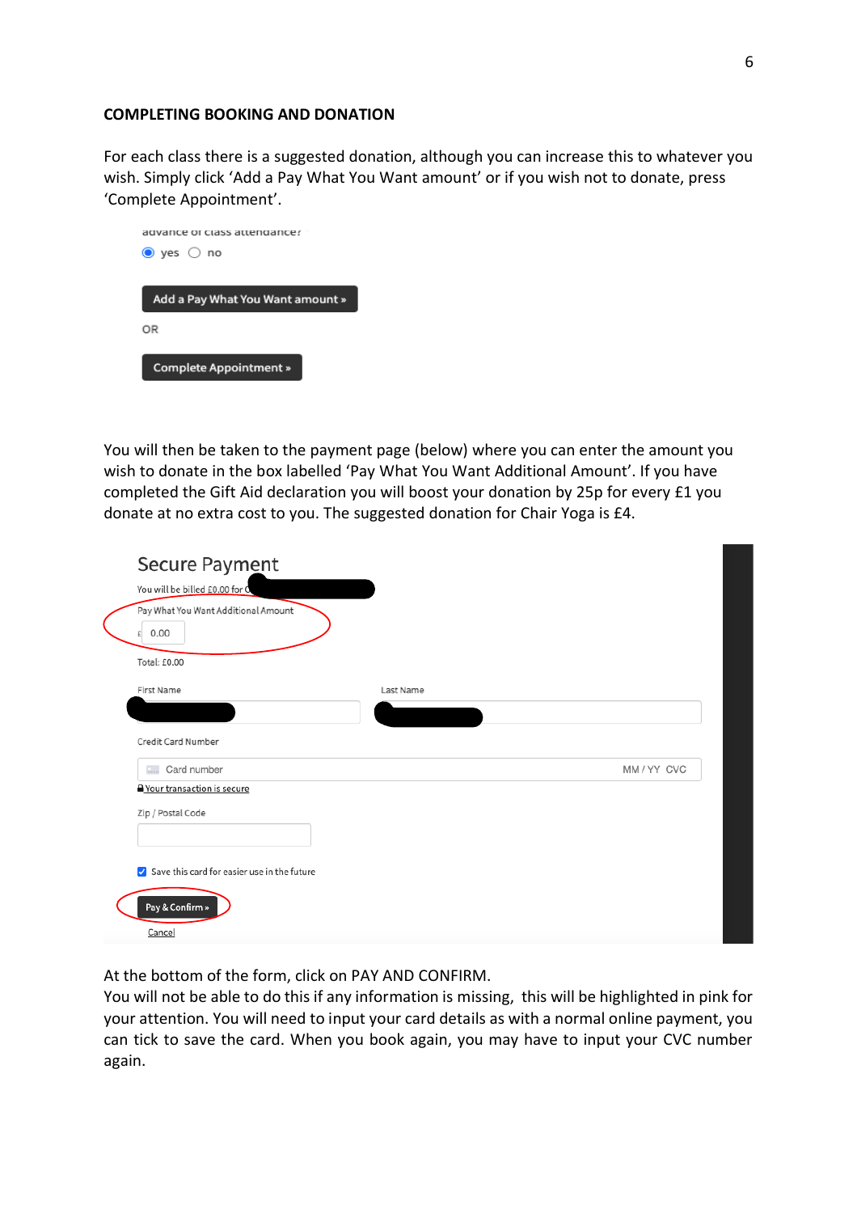**COMPLETING BOOKING AND DONATION**

For each class there is a suggested donation, although you can increase this to whatever you wish. Simply click 'Add a Pay What You Want amount' or if you wish not to donate, press 'Complete Appointment'.

You will then be taken to the payment page (below) where you can enter the amount you wish to donate in the box labelled 'Pay What You Want Additional Amount'. If you have completed the Gift Aid declaration you will boost your donation by 25p for every £1 you donate at no extra cost to you. The suggested donation for Chair Yoga is £4.

At the bottom of the form, click on PAY AND CONFIRM.
You will not be able to do this if any information is missing, this will be highlighted in pink for your attention. You will need to input your card details as with a normal online payment, you can tick to save the card. When you book again, you may have to input your CVC number again.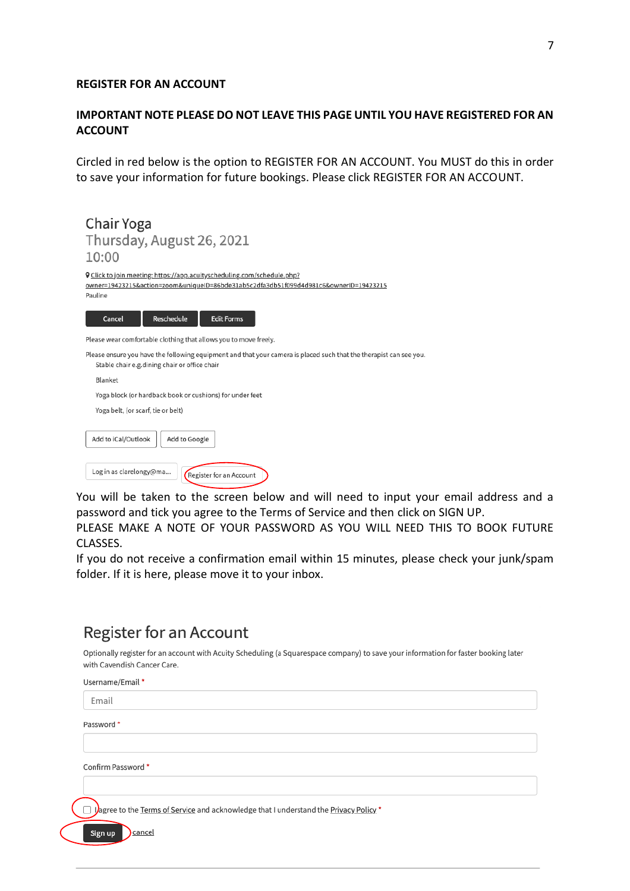**REGISTER FOR AN ACCOUNT**

**IMPORTANT NOTE PLEASE DO NOT LEAVE THIS PAGE UNTIL YOU HAVE REGISTERED FOR AN ACCOUNT**

Circled in red below is the option to REGISTER FOR AN ACCOUNT. You MUST do this in order to save your information for future bookings. Please click REGISTER FOR AN ACCOUNT.

Chair Yoga
Thursday, August 26, 2021
10:00

Click to join meeting: https://app.acuityscheduling.com/schedule.php?owner=19423215&action=zoom&uniqueID=86bde31ab5c2dfa3db51f099d4d981c6&ownerID=19423215

Pauline

Cancel | Reschedule | Edit Forms

Please wear comfortable clothing that allows you to move freely.

Please ensure you have the following equipment and that your camera is placed such that the therapist can see you.

- Stable chair e.g.dining chair or office chair
- Blanket
- Yoga block (or hardback book or cushions) for under feet
- Yoga belt, (or scarf, tie or belt)

Add to iCal/Outlook | Add to Google

Log in as clarelongy@ma... | Register for an Account

You will be taken to the screen below and will need to input your email address and a password and tick you agree to the Terms of Service and then click on SIGN UP.

PLEASE MAKE A NOTE OF YOUR PASSWORD AS YOU WILL NEED THIS TO BOOK FUTURE CLASSES.

If you do not receive a confirmation email within 15 minutes, please check your junk/spam folder. If it is here, please move it to your inbox.

Register for an Account

Optionally register for an account with Acuity Scheduling (a Squarespace company) to save your information for faster booking later with Cavendish Cancer Care.

Username/Email *

Email

Password *

Confirm Password *

I agree to the Terms of Service and acknowledge that I understand the Privacy Policy *

Sign up | cancel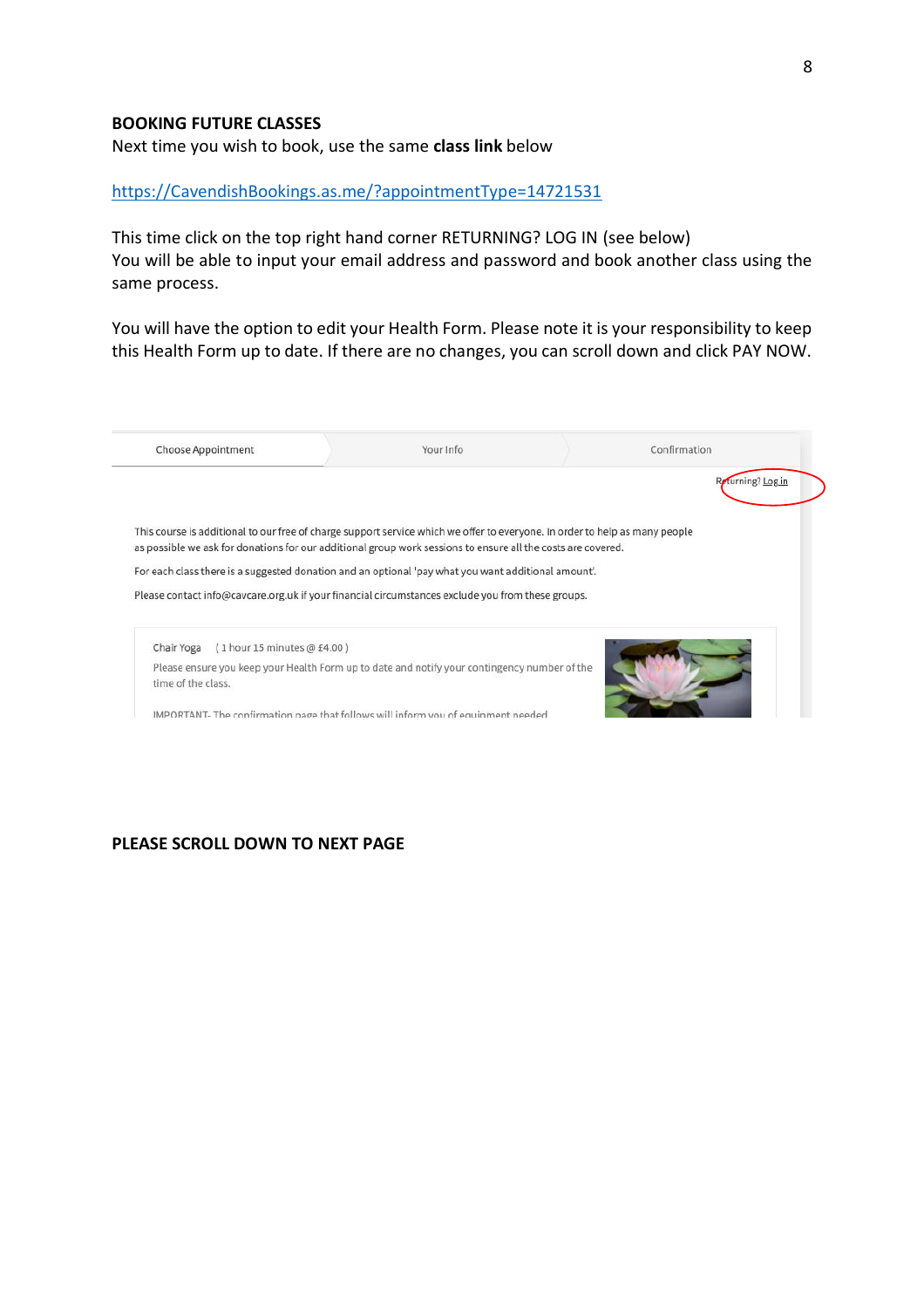**BOOKING FUTURE CLASSES**

Next time you wish to book, use the same **class link** below

https://CavendishBookings.as.me/?appointmentType=14721531

This time click on the top right hand corner RETURNING? LOG IN (see below)
You will be able to input your email address and password and book another class using the same process.

You will have the option to edit your Health Form. Please note it is your responsibility to keep this Health Form up to date. If there are no changes, you can scroll down and click PAY NOW.

Choose Appointment | Your Info | Confirmation

Returning? Log in

This course is additional to our free of charge support service which we offer to everyone. In order to help as many people as possible we ask for donations for our additional group work sessions to ensure all the costs are covered.

For each class there is a suggested donation and an optional 'pay what you want additional amount'.

Please contact info@cavcare.org.uk if your financial circumstances exclude you from these groups.

Chair Yoga ( 1 hour 15 minutes @ £4.00 )

Please ensure you keep your Health Form up to date and notify your contingency number of the time of the class.

IMPORTANT- The confirmation page that follows will inform you of equipment needed

**PLEASE SCROLL DOWN TO NEXT PAGE**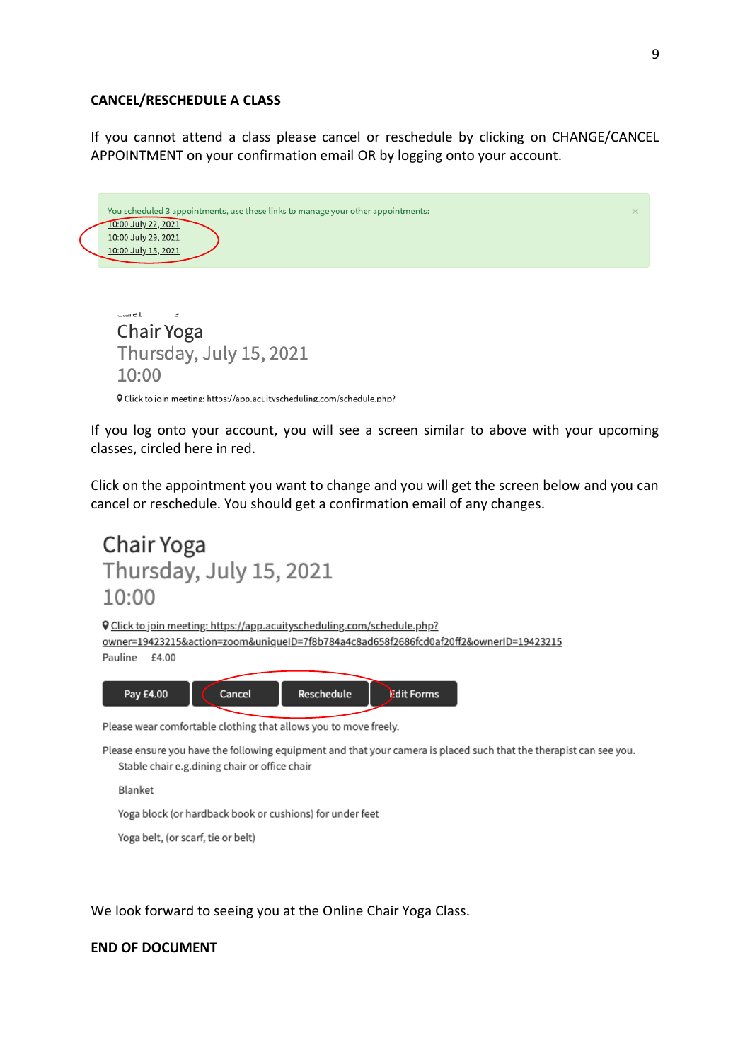**CANCEL/RESCHEDULE A CLASS**

If you cannot attend a class please cancel or reschedule by clicking on CHANGE/CANCEL APPOINTMENT on your confirmation email OR by logging onto your account.

You scheduled 3 appointments, use these links to manage your other appointments:
10:00 July 22, 2021
10:00 July 29, 2021
10:00 July 15, 2021

Chair Yoga
Thursday, July 15, 2021
10:00

Click to join meeting: https://app.acuityscheduling.com/schedule.php?

If you log onto your account, you will see a screen similar to above with your upcoming classes, circled here in red.

Click on the appointment you want to change and you will get the screen below and you can cancel or reschedule. You should get a confirmation email of any changes.

Chair Yoga
Thursday, July 15, 2021
10:00

Click to join meeting: https://app.acuityscheduling.com/schedule.php?owner=19423215&action=zoom&uniqueID=7f8b784a4c8ad658f2686fcd0af20ff2&ownerID=19423215

Pauline £4.00

Pay £4.00 | Cancel | Reschedule | Edit Forms

Please wear comfortable clothing that allows you to move freely.

Please ensure you have the following equipment and that your camera is placed such that the therapist can see you.

Stable chair e.g.dining chair or office chair

Blanket

Yoga block (or hardback book or cushions) for under feet

Yoga belt, (or scarf, tie or belt)

We look forward to seeing you at the Online Chair Yoga Class.

**END OF DOCUMENT**